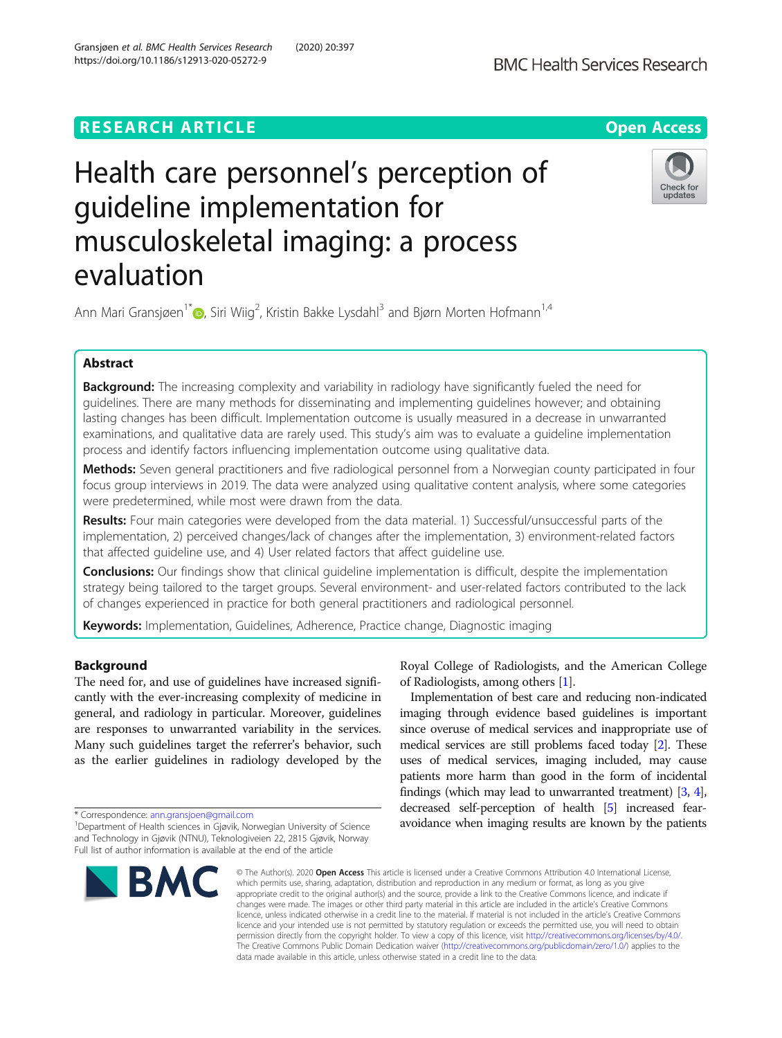RESEARCH ARTICLE

Open Access

# Health care personnel's perception of guideline implementation for musculoskeletal imaging: a process evaluation

Ann Mari Gransjøen[1*], Siri Wiig[2], Kristin Bakke Lysdahl[3] and Bjørn Morten Hofmann[1,4]

## Abstract

**Background:** The increasing complexity and variability in radiology have significantly fueled the need for guidelines. There are many methods for disseminating and implementing guidelines however; and obtaining lasting changes has been difficult. Implementation outcome is usually measured in a decrease in unwarranted examinations, and qualitative data are rarely used. This study's aim was to evaluate a guideline implementation process and identify factors influencing implementation outcome using qualitative data.

**Methods:** Seven general practitioners and five radiological personnel from a Norwegian county participated in four focus group interviews in 2019. The data were analyzed using qualitative content analysis, where some categories were predetermined, while most were drawn from the data.

**Results:** Four main categories were developed from the data material. 1) Successful/unsuccessful parts of the implementation, 2) perceived changes/lack of changes after the implementation, 3) environment-related factors that affected guideline use, and 4) User related factors that affect guideline use.

**Conclusions:** Our findings show that clinical guideline implementation is difficult, despite the implementation strategy being tailored to the target groups. Several environment- and user-related factors contributed to the lack of changes experienced in practice for both general practitioners and radiological personnel.

**Keywords:** Implementation, Guidelines, Adherence, Practice change, Diagnostic imaging

## Background

The need for, and use of guidelines have increased significantly with the ever-increasing complexity of medicine in general, and radiology in particular. Moreover, guidelines are responses to unwarranted variability in the services. Many such guidelines target the referrer's behavior, such as the earlier guidelines in radiology developed by the Royal College of Radiologists, and the American College of Radiologists, among others [1].

Implementation of best care and reducing non-indicated imaging through evidence based guidelines is important since overuse of medical services and inappropriate use of medical services are still problems faced today [2]. These uses of medical services, imaging included, may cause patients more harm than good in the form of incidental findings (which may lead to unwarranted treatment) [3, 4], decreased self-perception of health [5] increased fear-avoidance when imaging results are known by the patients

\* Correspondence: ann.gransjoen@gmail.com
[1]Department of Health sciences in Gjøvik, Norwegian University of Science and Technology in Gjøvik (NTNU), Teknologiveien 22, 2815 Gjøvik, Norway
Full list of author information is available at the end of the article

© The Author(s). 2020 **Open Access** This article is licensed under a Creative Commons Attribution 4.0 International License, which permits use, sharing, adaptation, distribution and reproduction in any medium or format, as long as you give appropriate credit to the original author(s) and the source, provide a link to the Creative Commons licence, and indicate if changes were made. The images or other third party material in this article are included in the article's Creative Commons licence, unless indicated otherwise in a credit line to the material. If material is not included in the article's Creative Commons licence and your intended use is not permitted by statutory regulation or exceeds the permitted use, you will need to obtain permission directly from the copyright holder. To view a copy of this licence, visit http://creativecommons.org/licenses/by/4.0/. The Creative Commons Public Domain Dedication waiver (http://creativecommons.org/publicdomain/zero/1.0/) applies to the data made available in this article, unless otherwise stated in a credit line to the data.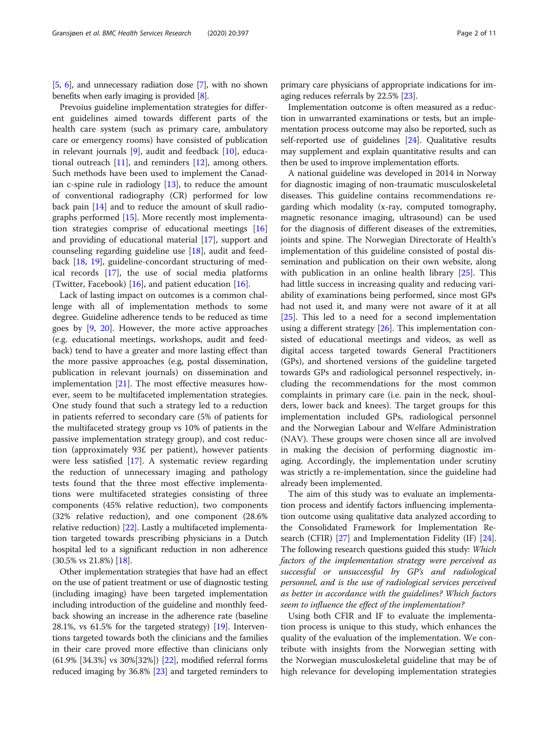[5, 6], and unnecessary radiation dose [7], with no shown benefits when early imaging is provided [8].

Prevoius guideline implementation strategies for different guidelines aimed towards different parts of the health care system (such as primary care, ambulatory care or emergency rooms) have consisted of publication in relevant journals [9], audit and feedback [10], educational outreach [11], and reminders [12], among others. Such methods have been used to implement the Canadian c-spine rule in radiology [13], to reduce the amount of conventional radiography (CR) performed for low back pain [14] and to reduce the amount of skull radiographs performed [15]. More recently most implementation strategies comprise of educational meetings [16] and providing of educational material [17], support and counseling regarding guideline use [18], audit and feedback [18, 19], guideline-concordant structuring of medical records [17], the use of social media platforms (Twitter, Facebook) [16], and patient education [16].

Lack of lasting impact on outcomes is a common challenge with all of implementation methods to some degree. Guideline adherence tends to be reduced as time goes by [9, 20]. However, the more active approaches (e.g. educational meetings, workshops, audit and feedback) tend to have a greater and more lasting effect than the more passive approaches (e.g, postal dissemination, publication in relevant journals) on dissemination and implementation [21]. The most effective measures however, seem to be multifaceted implementation strategies. One study found that such a strategy led to a reduction in patients referred to secondary care (5% of patients for the multifaceted strategy group vs 10% of patients in the passive implementation strategy group), and cost reduction (approximately 93£ per patient), however patients were less satisfied [17]. A systematic review regarding the reduction of unnecessary imaging and pathology tests found that the three most effective implementations were multifaceted strategies consisting of three components (45% relative reduction), two components (32% relative reduction), and one component (28.6% relative reduction) [22]. Lastly a multifaceted implementation targeted towards prescribing physicians in a Dutch hospital led to a significant reduction in non adherence (30.5% vs 21.8%) [18].

Other implementation strategies that have had an effect on the use of patient treatment or use of diagnostic testing (including imaging) have been targeted implementation including introduction of the guideline and monthly feedback showing an increase in the adherence rate (baseline 28.1%, vs 61.5% for the targeted strategy) [19]. Interventions targeted towards both the clinicians and the families in their care proved more effective than clinicians only (61.9% [34.3%] vs 30%[32%]) [22], modified referral forms reduced imaging by 36.8% [23] and targeted reminders to primary care physicians of appropriate indications for imaging reduces referrals by 22.5% [23].

Implementation outcome is often measured as a reduction in unwarranted examinations or tests, but an implementation process outcome may also be reported, such as self-reported use of guidelines [24]. Qualitative results may supplement and explain quantitative results and can then be used to improve implementation efforts.

A national guideline was developed in 2014 in Norway for diagnostic imaging of non-traumatic musculoskeletal diseases. This guideline contains recommendations regarding which modality (x-ray, computed tomography, magnetic resonance imaging, ultrasound) can be used for the diagnosis of different diseases of the extremities, joints and spine. The Norwegian Directorate of Health's implementation of this guideline consisted of postal dissemination and publication on their own website, along with publication in an online health library [25]. This had little success in increasing quality and reducing variability of examinations being performed, since most GPs had not used it, and many were not aware of it at all [25]. This led to a need for a second implementation using a different strategy [26]. This implementation consisted of educational meetings and videos, as well as digital access targeted towards General Practitioners (GPs), and shortened versions of the guideline targeted towards GPs and radiological personnel respectively, including the recommendations for the most common complaints in primary care (i.e. pain in the neck, shoulders, lower back and knees). The target groups for this implementation included GPs, radiological personnel and the Norwegian Labour and Welfare Administration (NAV). These groups were chosen since all are involved in making the decision of performing diagnostic imaging. Accordingly, the implementation under scrutiny was strictly a re-implementation, since the guideline had already been implemented.

The aim of this study was to evaluate an implementation process and identify factors influencing implementation outcome using qualitative data analyzed according to the Consolidated Framework for Implementation Research (CFIR) [27] and Implementation Fidelity (IF) [24]. The following research questions guided this study: *Which factors of the implementation strategy were perceived as successful or unsuccessful by GP's and radiological personnel, and is the use of radiological services perceived as better in accordance with the guidelines? Which factors seem to influence the effect of the implementation?*

Using both CFIR and IF to evaluate the implementation process is unique to this study, which enhances the quality of the evaluation of the implementation. We contribute with insights from the Norwegian setting with the Norwegian musculoskeletal guideline that may be of high relevance for developing implementation strategies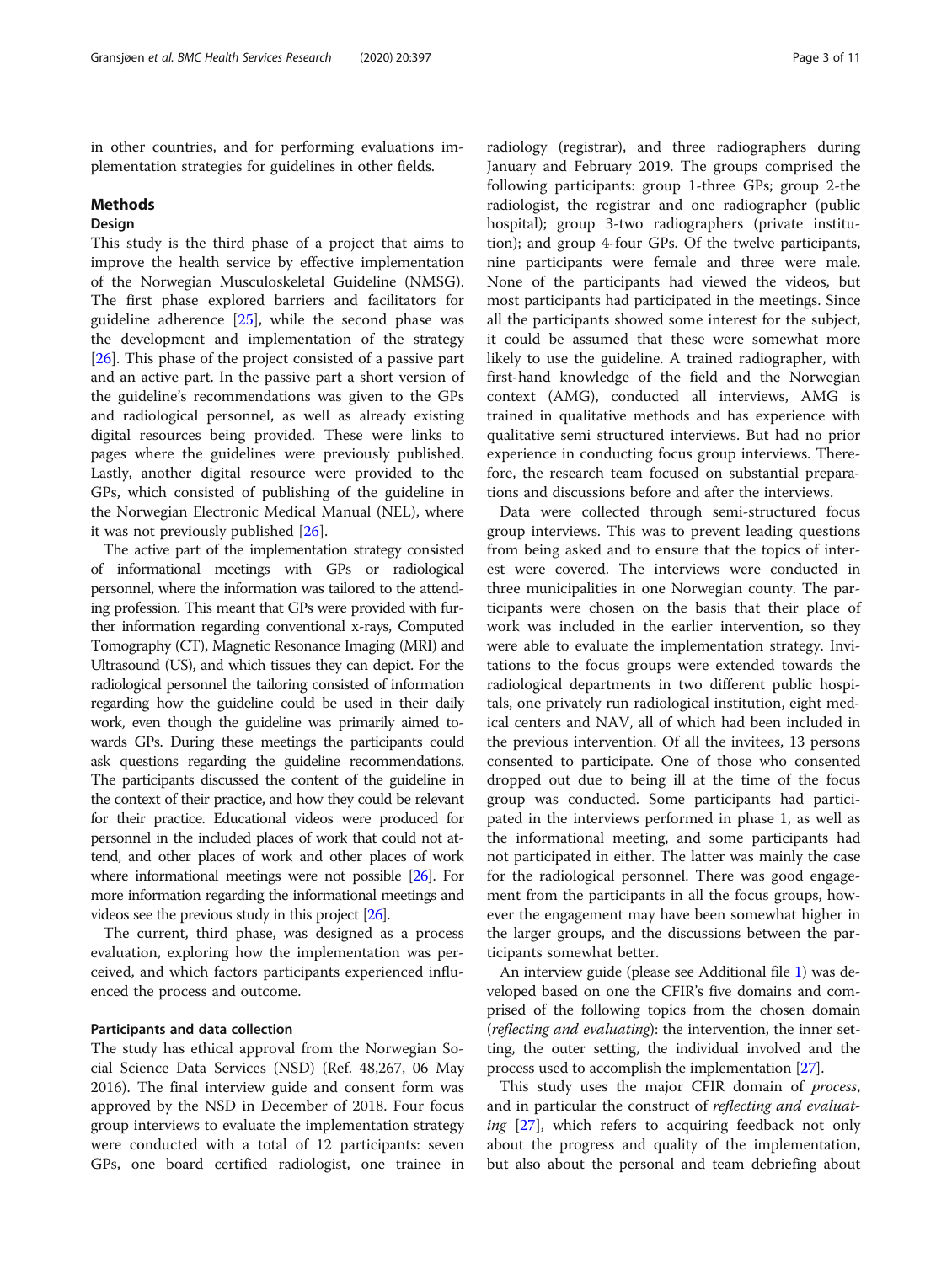in other countries, and for performing evaluations implementation strategies for guidelines in other fields.

## Methods

### Design

This study is the third phase of a project that aims to improve the health service by effective implementation of the Norwegian Musculoskeletal Guideline (NMSG). The first phase explored barriers and facilitators for guideline adherence [25], while the second phase was the development and implementation of the strategy [26]. This phase of the project consisted of a passive part and an active part. In the passive part a short version of the guideline's recommendations was given to the GPs and radiological personnel, as well as already existing digital resources being provided. These were links to pages where the guidelines were previously published. Lastly, another digital resource were provided to the GPs, which consisted of publishing of the guideline in the Norwegian Electronic Medical Manual (NEL), where it was not previously published [26].

The active part of the implementation strategy consisted of informational meetings with GPs or radiological personnel, where the information was tailored to the attending profession. This meant that GPs were provided with further information regarding conventional x-rays, Computed Tomography (CT), Magnetic Resonance Imaging (MRI) and Ultrasound (US), and which tissues they can depict. For the radiological personnel the tailoring consisted of information regarding how the guideline could be used in their daily work, even though the guideline was primarily aimed towards GPs. During these meetings the participants could ask questions regarding the guideline recommendations. The participants discussed the content of the guideline in the context of their practice, and how they could be relevant for their practice. Educational videos were produced for personnel in the included places of work that could not attend, and other places of work and other places of work where informational meetings were not possible [26]. For more information regarding the informational meetings and videos see the previous study in this project [26].

The current, third phase, was designed as a process evaluation, exploring how the implementation was perceived, and which factors participants experienced influenced the process and outcome.

### Participants and data collection

The study has ethical approval from the Norwegian Social Science Data Services (NSD) (Ref. 48,267, 06 May 2016). The final interview guide and consent form was approved by the NSD in December of 2018. Four focus group interviews to evaluate the implementation strategy were conducted with a total of 12 participants: seven GPs, one board certified radiologist, one trainee in radiology (registrar), and three radiographers during January and February 2019. The groups comprised the following participants: group 1-three GPs; group 2-the radiologist, the registrar and one radiographer (public hospital); group 3-two radiographers (private institution); and group 4-four GPs. Of the twelve participants, nine participants were female and three were male. None of the participants had viewed the videos, but most participants had participated in the meetings. Since all the participants showed some interest for the subject, it could be assumed that these were somewhat more likely to use the guideline. A trained radiographer, with first-hand knowledge of the field and the Norwegian context (AMG), conducted all interviews, AMG is trained in qualitative methods and has experience with qualitative semi structured interviews. But had no prior experience in conducting focus group interviews. Therefore, the research team focused on substantial preparations and discussions before and after the interviews.

Data were collected through semi-structured focus group interviews. This was to prevent leading questions from being asked and to ensure that the topics of interest were covered. The interviews were conducted in three municipalities in one Norwegian county. The participants were chosen on the basis that their place of work was included in the earlier intervention, so they were able to evaluate the implementation strategy. Invitations to the focus groups were extended towards the radiological departments in two different public hospitals, one privately run radiological institution, eight medical centers and NAV, all of which had been included in the previous intervention. Of all the invitees, 13 persons consented to participate. One of those who consented dropped out due to being ill at the time of the focus group was conducted. Some participants had participated in the interviews performed in phase 1, as well as the informational meeting, and some participants had not participated in either. The latter was mainly the case for the radiological personnel. There was good engagement from the participants in all the focus groups, however the engagement may have been somewhat higher in the larger groups, and the discussions between the participants somewhat better.

An interview guide (please see Additional file 1) was developed based on one the CFIR's five domains and comprised of the following topics from the chosen domain (*reflecting and evaluating*): the intervention, the inner setting, the outer setting, the individual involved and the process used to accomplish the implementation [27].

This study uses the major CFIR domain of *process*, and in particular the construct of *reflecting and evaluating* [27], which refers to acquiring feedback not only about the progress and quality of the implementation, but also about the personal and team debriefing about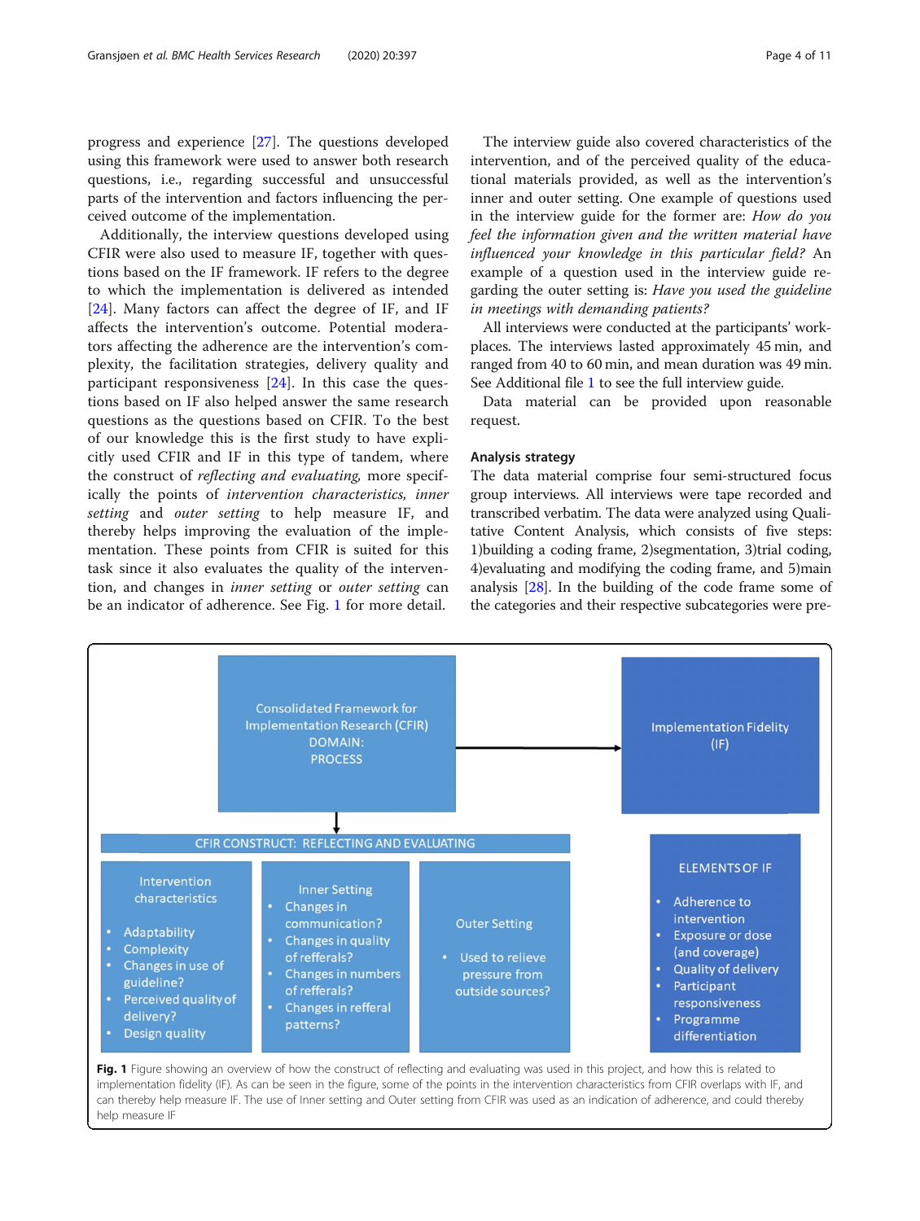progress and experience [27]. The questions developed using this framework were used to answer both research questions, i.e., regarding successful and unsuccessful parts of the intervention and factors influencing the perceived outcome of the implementation.

Additionally, the interview questions developed using CFIR were also used to measure IF, together with questions based on the IF framework. IF refers to the degree to which the implementation is delivered as intended [24]. Many factors can affect the degree of IF, and IF affects the intervention's outcome. Potential moderators affecting the adherence are the intervention's complexity, the facilitation strategies, delivery quality and participant responsiveness [24]. In this case the questions based on IF also helped answer the same research questions as the questions based on CFIR. To the best of our knowledge this is the first study to have explicitly used CFIR and IF in this type of tandem, where the construct of *reflecting and evaluating*, more specifically the points of *intervention characteristics, inner setting* and *outer setting* to help measure IF, and thereby helps improving the evaluation of the implementation. These points from CFIR is suited for this task since it also evaluates the quality of the intervention, and changes in *inner setting* or *outer setting* can be an indicator of adherence. See Fig. 1 for more detail.

The interview guide also covered characteristics of the intervention, and of the perceived quality of the educational materials provided, as well as the intervention's inner and outer setting. One example of questions used in the interview guide for the former are: *How do you feel the information given and the written material have influenced your knowledge in this particular field?* An example of a question used in the interview guide regarding the outer setting is: *Have you used the guideline in meetings with demanding patients?*

All interviews were conducted at the participants' workplaces. The interviews lasted approximately 45 min, and ranged from 40 to 60 min, and mean duration was 49 min. See Additional file 1 to see the full interview guide.

Data material can be provided upon reasonable request.

### Analysis strategy

The data material comprise four semi-structured focus group interviews. All interviews were tape recorded and transcribed verbatim. The data were analyzed using Qualitative Content Analysis, which consists of five steps: 1)building a coding frame, 2)segmentation, 3)trial coding, 4)evaluating and modifying the coding frame, and 5)main analysis [28]. In the building of the code frame some of the categories and their respective subcategories were pre-

Consolidated Framework for Implementation Research (CFIR) DOMAIN: PROCESS

Implementation Fidelity (IF)

CFIR CONSTRUCT: REFLECTING AND EVALUATING

Intervention characteristics
- Adaptability
- Complexity
- Changes in use of guideline?
- Perceived quality of delivery?
- Design quality

Inner Setting
- Changes in communication?
- Changes in quality of refferals?
- Changes in numbers of refferals?
- Changes in refferal patterns?

Outer Setting
- Used to relieve pressure from outside sources?

ELEMENTS OF IF
- Adherence to intervention
- Exposure or dose (and coverage)
- Quality of delivery
- Participant responsiveness
- Programme differentiation

**Fig. 1** Figure showing an overview of how the construct of reflecting and evaluating was used in this project, and how this is related to implementation fidelity (IF). As can be seen in the figure, some of the points in the intervention characteristics from CFIR overlaps with IF, and can thereby help measure IF. The use of Inner setting and Outer setting from CFIR was used as an indication of adherence, and could thereby help measure IF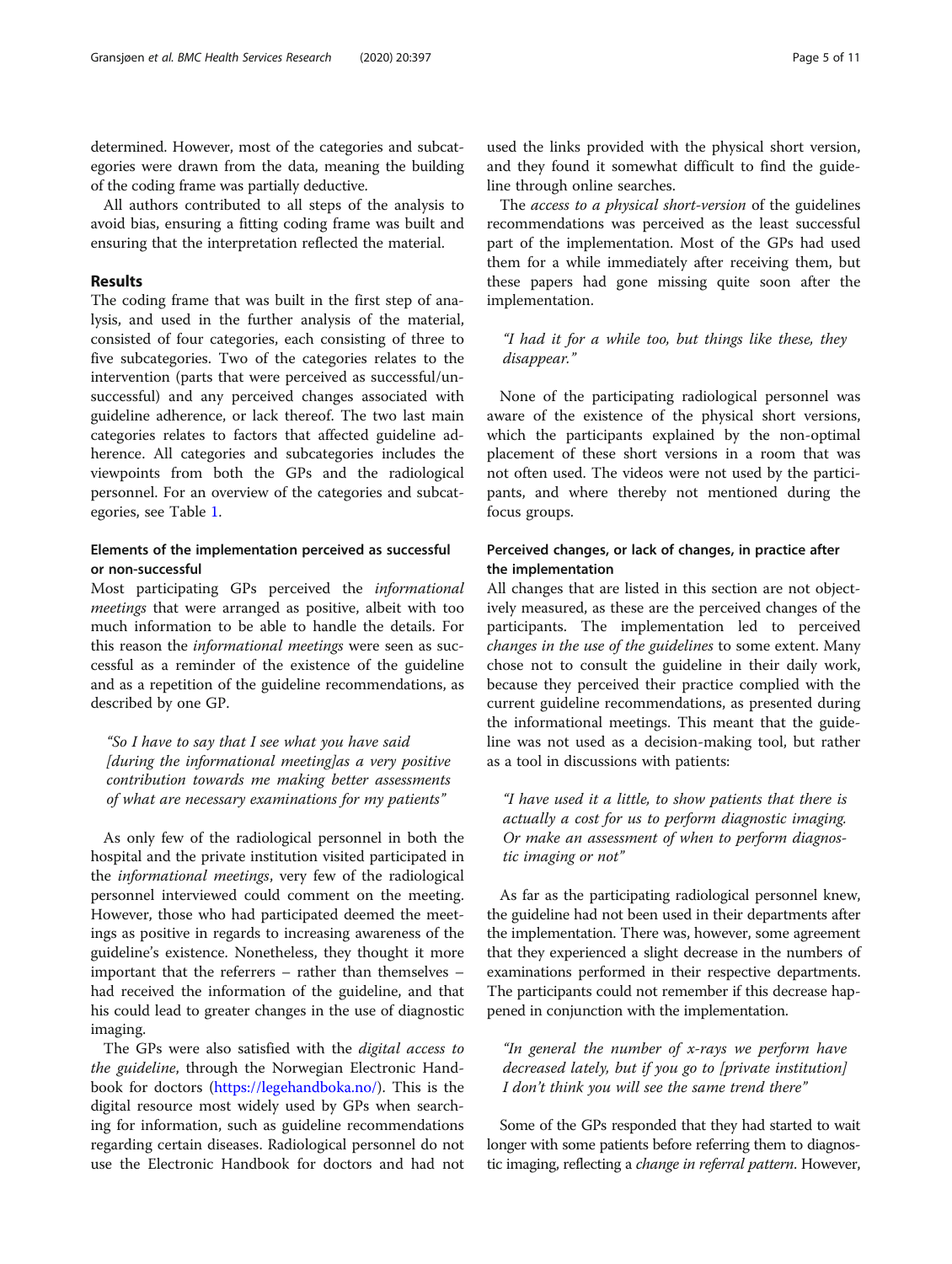determined. However, most of the categories and subcategories were drawn from the data, meaning the building of the coding frame was partially deductive.

All authors contributed to all steps of the analysis to avoid bias, ensuring a fitting coding frame was built and ensuring that the interpretation reflected the material.

## Results

The coding frame that was built in the first step of analysis, and used in the further analysis of the material, consisted of four categories, each consisting of three to five subcategories. Two of the categories relates to the intervention (parts that were perceived as successful/unsuccessful) and any perceived changes associated with guideline adherence, or lack thereof. The two last main categories relates to factors that affected guideline adherence. All categories and subcategories includes the viewpoints from both the GPs and the radiological personnel. For an overview of the categories and subcategories, see Table 1.

### Elements of the implementation perceived as successful or non-successful

Most participating GPs perceived the *informational meetings* that were arranged as positive, albeit with too much information to be able to handle the details. For this reason the *informational meetings* were seen as successful as a reminder of the existence of the guideline and as a repetition of the guideline recommendations, as described by one GP.

> "So I have to say that I see what you have said [during the informational meeting]as a very positive contribution towards me making better assessments of what are necessary examinations for my patients"

As only few of the radiological personnel in both the hospital and the private institution visited participated in the *informational meetings*, very few of the radiological personnel interviewed could comment on the meeting. However, those who had participated deemed the meetings as positive in regards to increasing awareness of the guideline's existence. Nonetheless, they thought it more important that the referrers – rather than themselves – had received the information of the guideline, and that his could lead to greater changes in the use of diagnostic imaging.

The GPs were also satisfied with the *digital access to the guideline*, through the Norwegian Electronic Handbook for doctors (https://legehandboka.no/). This is the digital resource most widely used by GPs when searching for information, such as guideline recommendations regarding certain diseases. Radiological personnel do not use the Electronic Handbook for doctors and had not used the links provided with the physical short version, and they found it somewhat difficult to find the guideline through online searches.

The *access to a physical short-version* of the guidelines recommendations was perceived as the least successful part of the implementation. Most of the GPs had used them for a while immediately after receiving them, but these papers had gone missing quite soon after the implementation.

> "I had it for a while too, but things like these, they disappear."

None of the participating radiological personnel was aware of the existence of the physical short versions, which the participants explained by the non-optimal placement of these short versions in a room that was not often used. The videos were not used by the participants, and where thereby not mentioned during the focus groups.

### Perceived changes, or lack of changes, in practice after the implementation

All changes that are listed in this section are not objectively measured, as these are the perceived changes of the participants. The implementation led to perceived *changes in the use of the guidelines* to some extent. Many chose not to consult the guideline in their daily work, because they perceived their practice complied with the current guideline recommendations, as presented during the informational meetings. This meant that the guideline was not used as a decision-making tool, but rather as a tool in discussions with patients:

> "I have used it a little, to show patients that there is actually a cost for us to perform diagnostic imaging. Or make an assessment of when to perform diagnostic imaging or not"

As far as the participating radiological personnel knew, the guideline had not been used in their departments after the implementation. There was, however, some agreement that they experienced a slight decrease in the numbers of examinations performed in their respective departments. The participants could not remember if this decrease happened in conjunction with the implementation.

> "In general the number of x-rays we perform have decreased lately, but if you go to [private institution] I don't think you will see the same trend there"

Some of the GPs responded that they had started to wait longer with some patients before referring them to diagnostic imaging, reflecting a *change in referral pattern*. However,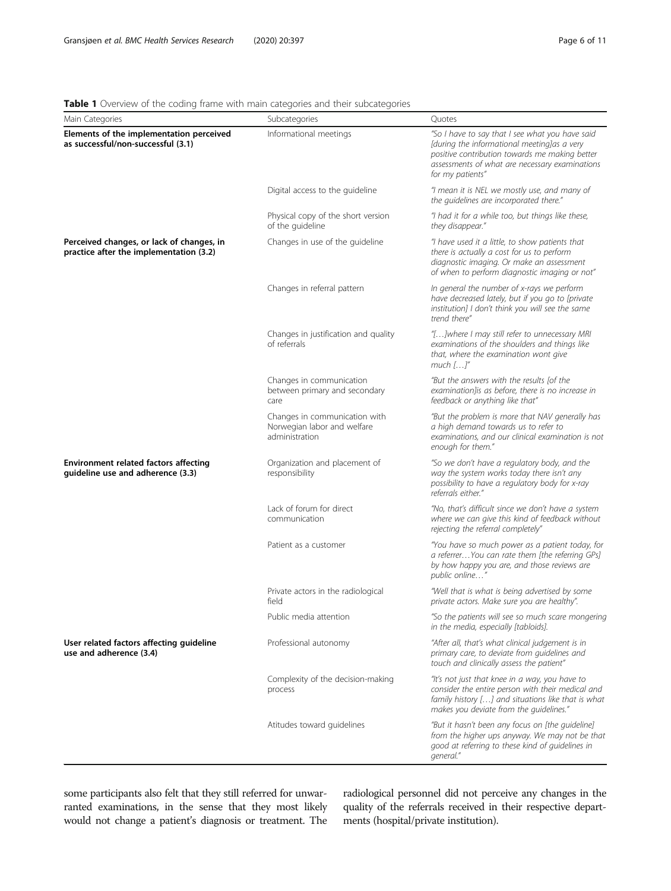**Table 1** Overview of the coding frame with main categories and their subcategories

| Main Categories | Subcategories | Quotes |
| --- | --- | --- |
| **Elements of the implementation perceived as successful/non-successful (3.1)** | Informational meetings | *"So I have to say that I see what you have said [during the informational meeting]as a very positive contribution towards me making better assessments of what are necessary examinations for my patients"* |
| | Digital access to the guideline | *"I mean it is NEL we mostly use, and many of the guidelines are incorporated there."* |
| | Physical copy of the short version of the guideline | *"I had it for a while too, but things like these, they disappear."* |
| **Perceived changes, or lack of changes, in practice after the implementation (3.2)** | Changes in use of the guideline | *"I have used it a little, to show patients that there is actually a cost for us to perform diagnostic imaging. Or make an assessment of when to perform diagnostic imaging or not"* |
| | Changes in referral pattern | *In general the number of x-rays we perform have decreased lately, but if you go to [private institution] I don't think you will see the same trend there"* |
| | Changes in justification and quality of referrals | *"[…]where I may still refer to unnecessary MRI examinations of the shoulders and things like that, where the examination wont give much […]"* |
| | Changes in communication between primary and secondary care | *"But the answers with the results [of the examination]is as before, there is no increase in feedback or anything like that"* |
| | Changes in communication with Norwegian labor and welfare administration | *"But the problem is more that NAV generally has a high demand towards us to refer to examinations, and our clinical examination is not enough for them."* |
| **Environment related factors affecting guideline use and adherence (3.3)** | Organization and placement of responsibility | *"So we don't have a regulatory body, and the way the system works today there isn't any possibility to have a regulatory body for x-ray referrals either."* |
| | Lack of forum for direct communication | *"No, that's difficult since we don't have a system where we can give this kind of feedback without rejecting the referral completely"* |
| | Patient as a customer | *"You have so much power as a patient today, for a referrer…You can rate them [the referring GPs] by how happy you are, and those reviews are public online…"* |
| | Private actors in the radiological field | *"Well that is what is being advertised by some private actors. Make sure you are healthy".* |
| | Public media attention | *"So the patients will see so much scare mongering in the media, especially [tabloids].* |
| **User related factors affecting guideline use and adherence (3.4)** | Professional autonomy | *"After all, that's what clinical judgement is in primary care, to deviate from guidelines and touch and clinically assess the patient"* |
| | Complexity of the decision-making process | *"It's not just that knee in a way, you have to consider the entire person with their medical and family history […] and situations like that is what makes you deviate from the guidelines."* |
| | Atitudes toward guidelines | *"But it hasn't been any focus on [the guideline] from the higher ups anyway. We may not be that good at referring to these kind of guidelines in general."* |

some participants also felt that they still referred for unwarranted examinations, in the sense that they most likely would not change a patient's diagnosis or treatment. The radiological personnel did not perceive any changes in the quality of the referrals received in their respective departments (hospital/private institution).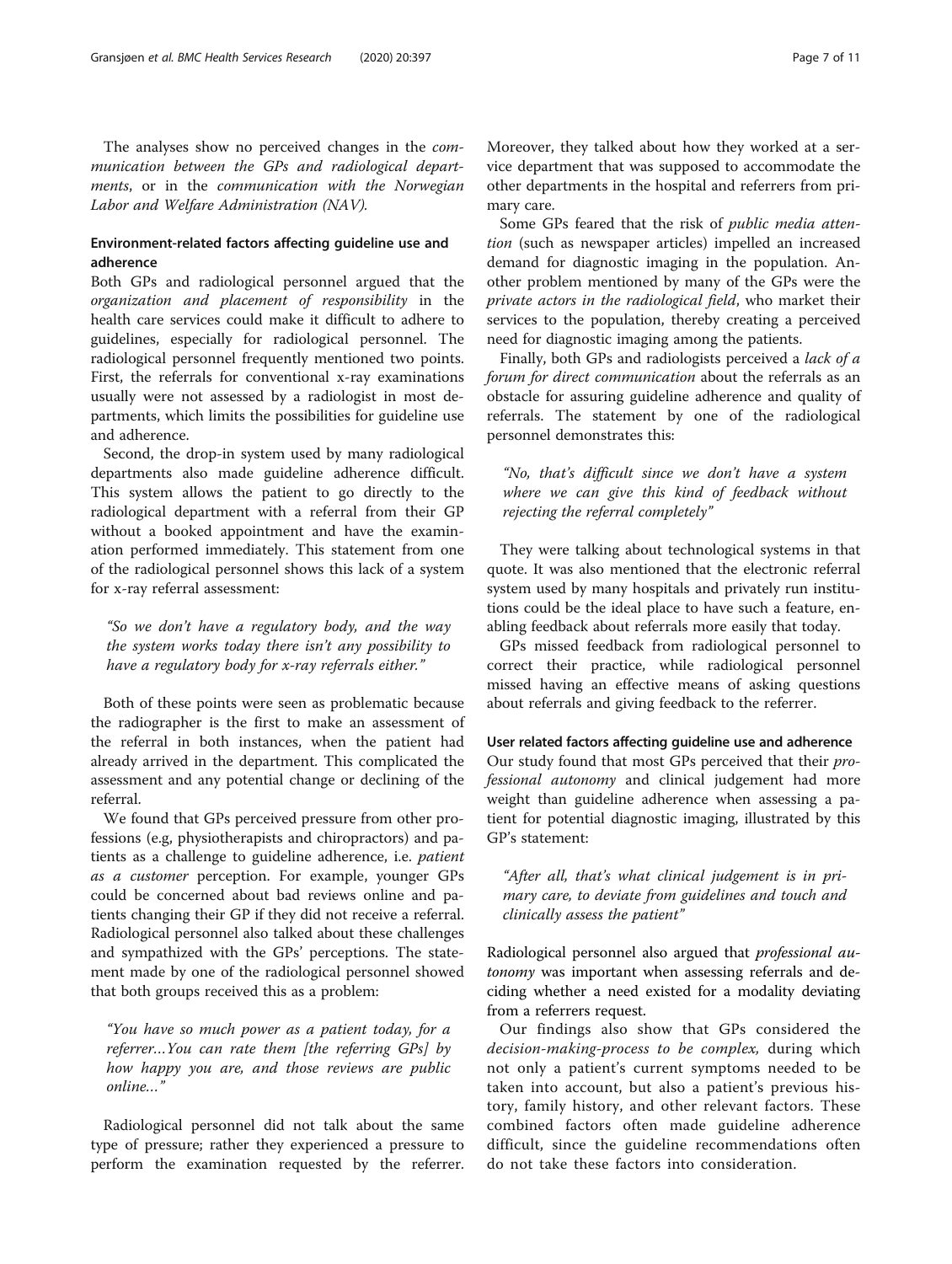The analyses show no perceived changes in the *communication between the GPs and radiological departments*, or in the *communication with the Norwegian Labor and Welfare Administration (NAV).*

### Environment-related factors affecting guideline use and adherence

Both GPs and radiological personnel argued that the *organization and placement of responsibility* in the health care services could make it difficult to adhere to guidelines, especially for radiological personnel. The radiological personnel frequently mentioned two points. First, the referrals for conventional x-ray examinations usually were not assessed by a radiologist in most departments, which limits the possibilities for guideline use and adherence.

Second, the drop-in system used by many radiological departments also made guideline adherence difficult. This system allows the patient to go directly to the radiological department with a referral from their GP without a booked appointment and have the examination performed immediately. This statement from one of the radiological personnel shows this lack of a system for x-ray referral assessment:

> *"So we don't have a regulatory body, and the way the system works today there isn't any possibility to have a regulatory body for x-ray referrals either."*

Both of these points were seen as problematic because the radiographer is the first to make an assessment of the referral in both instances, when the patient had already arrived in the department. This complicated the assessment and any potential change or declining of the referral.

We found that GPs perceived pressure from other professions (e.g, physiotherapists and chiropractors) and patients as a challenge to guideline adherence, i.e. *patient as a customer* perception. For example, younger GPs could be concerned about bad reviews online and patients changing their GP if they did not receive a referral. Radiological personnel also talked about these challenges and sympathized with the GPs' perceptions. The statement made by one of the radiological personnel showed that both groups received this as a problem:

> *"You have so much power as a patient today, for a referrer…You can rate them [the referring GPs] by how happy you are, and those reviews are public online…"*

Radiological personnel did not talk about the same type of pressure; rather they experienced a pressure to perform the examination requested by the referrer. Moreover, they talked about how they worked at a service department that was supposed to accommodate the other departments in the hospital and referrers from primary care.

Some GPs feared that the risk of *public media attention* (such as newspaper articles) impelled an increased demand for diagnostic imaging in the population. Another problem mentioned by many of the GPs were the *private actors in the radiological field*, who market their services to the population, thereby creating a perceived need for diagnostic imaging among the patients.

Finally, both GPs and radiologists perceived a *lack of a forum for direct communication* about the referrals as an obstacle for assuring guideline adherence and quality of referrals. The statement by one of the radiological personnel demonstrates this:

> *"No, that's difficult since we don't have a system where we can give this kind of feedback without rejecting the referral completely"*

They were talking about technological systems in that quote. It was also mentioned that the electronic referral system used by many hospitals and privately run institutions could be the ideal place to have such a feature, enabling feedback about referrals more easily that today.

GPs missed feedback from radiological personnel to correct their practice, while radiological personnel missed having an effective means of asking questions about referrals and giving feedback to the referrer.

### User related factors affecting guideline use and adherence

Our study found that most GPs perceived that their *professional autonomy* and clinical judgement had more weight than guideline adherence when assessing a patient for potential diagnostic imaging, illustrated by this GP's statement:

> *"After all, that's what clinical judgement is in primary care, to deviate from guidelines and touch and clinically assess the patient"*

Radiological personnel also argued that *professional autonomy* was important when assessing referrals and deciding whether a need existed for a modality deviating from a referrers request.

Our findings also show that GPs considered the *decision-making-process to be complex,* during which not only a patient's current symptoms needed to be taken into account, but also a patient's previous history, family history, and other relevant factors. These combined factors often made guideline adherence difficult, since the guideline recommendations often do not take these factors into consideration.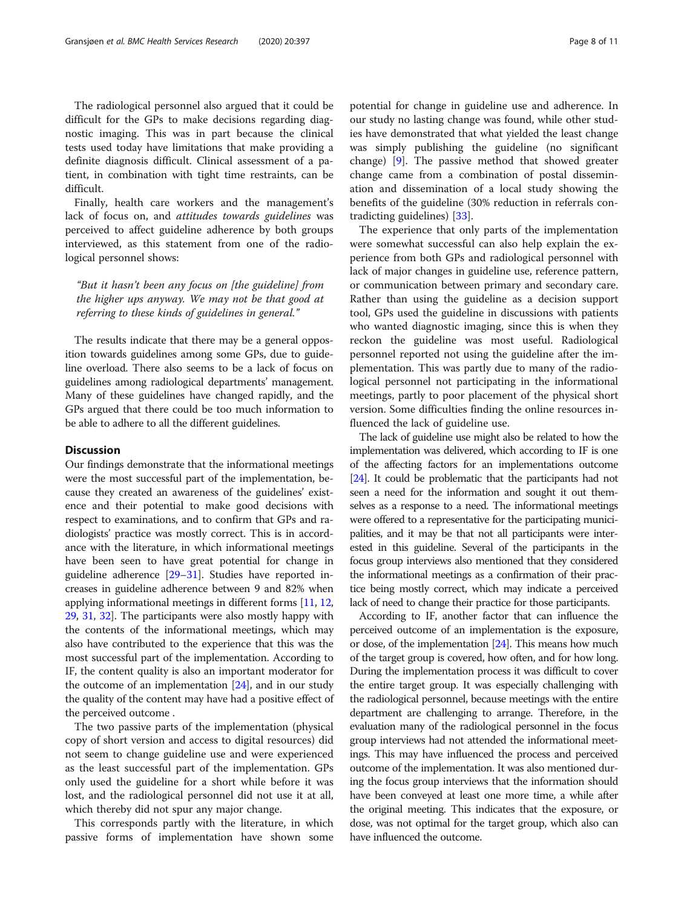The radiological personnel also argued that it could be difficult for the GPs to make decisions regarding diagnostic imaging. This was in part because the clinical tests used today have limitations that make providing a definite diagnosis difficult. Clinical assessment of a patient, in combination with tight time restraints, can be difficult.

Finally, health care workers and the management's lack of focus on, and *attitudes towards guidelines* was perceived to affect guideline adherence by both groups interviewed, as this statement from one of the radiological personnel shows:

> *"But it hasn't been any focus on [the guideline] from the higher ups anyway. We may not be that good at referring to these kinds of guidelines in general."*

The results indicate that there may be a general opposition towards guidelines among some GPs, due to guideline overload. There also seems to be a lack of focus on guidelines among radiological departments' management. Many of these guidelines have changed rapidly, and the GPs argued that there could be too much information to be able to adhere to all the different guidelines.

## Discussion

Our findings demonstrate that the informational meetings were the most successful part of the implementation, because they created an awareness of the guidelines' existence and their potential to make good decisions with respect to examinations, and to confirm that GPs and radiologists' practice was mostly correct. This is in accordance with the literature, in which informational meetings have been seen to have great potential for change in guideline adherence [29–31]. Studies have reported increases in guideline adherence between 9 and 82% when applying informational meetings in different forms [11, 12, 29, 31, 32]. The participants were also mostly happy with the contents of the informational meetings, which may also have contributed to the experience that this was the most successful part of the implementation. According to IF, the content quality is also an important moderator for the outcome of an implementation [24], and in our study the quality of the content may have had a positive effect of the perceived outcome .

The two passive parts of the implementation (physical copy of short version and access to digital resources) did not seem to change guideline use and were experienced as the least successful part of the implementation. GPs only used the guideline for a short while before it was lost, and the radiological personnel did not use it at all, which thereby did not spur any major change.

This corresponds partly with the literature, in which passive forms of implementation have shown some potential for change in guideline use and adherence. In our study no lasting change was found, while other studies have demonstrated that what yielded the least change was simply publishing the guideline (no significant change) [9]. The passive method that showed greater change came from a combination of postal dissemination and dissemination of a local study showing the benefits of the guideline (30% reduction in referrals contradicting guidelines) [33].

The experience that only parts of the implementation were somewhat successful can also help explain the experience from both GPs and radiological personnel with lack of major changes in guideline use, reference pattern, or communication between primary and secondary care. Rather than using the guideline as a decision support tool, GPs used the guideline in discussions with patients who wanted diagnostic imaging, since this is when they reckon the guideline was most useful. Radiological personnel reported not using the guideline after the implementation. This was partly due to many of the radiological personnel not participating in the informational meetings, partly to poor placement of the physical short version. Some difficulties finding the online resources influenced the lack of guideline use.

The lack of guideline use might also be related to how the implementation was delivered, which according to IF is one of the affecting factors for an implementations outcome [24]. It could be problematic that the participants had not seen a need for the information and sought it out themselves as a response to a need. The informational meetings were offered to a representative for the participating municipalities, and it may be that not all participants were interested in this guideline. Several of the participants in the focus group interviews also mentioned that they considered the informational meetings as a confirmation of their practice being mostly correct, which may indicate a perceived lack of need to change their practice for those participants.

According to IF, another factor that can influence the perceived outcome of an implementation is the exposure, or dose, of the implementation [24]. This means how much of the target group is covered, how often, and for how long. During the implementation process it was difficult to cover the entire target group. It was especially challenging with the radiological personnel, because meetings with the entire department are challenging to arrange. Therefore, in the evaluation many of the radiological personnel in the focus group interviews had not attended the informational meetings. This may have influenced the process and perceived outcome of the implementation. It was also mentioned during the focus group interviews that the information should have been conveyed at least one more time, a while after the original meeting. This indicates that the exposure, or dose, was not optimal for the target group, which also can have influenced the outcome.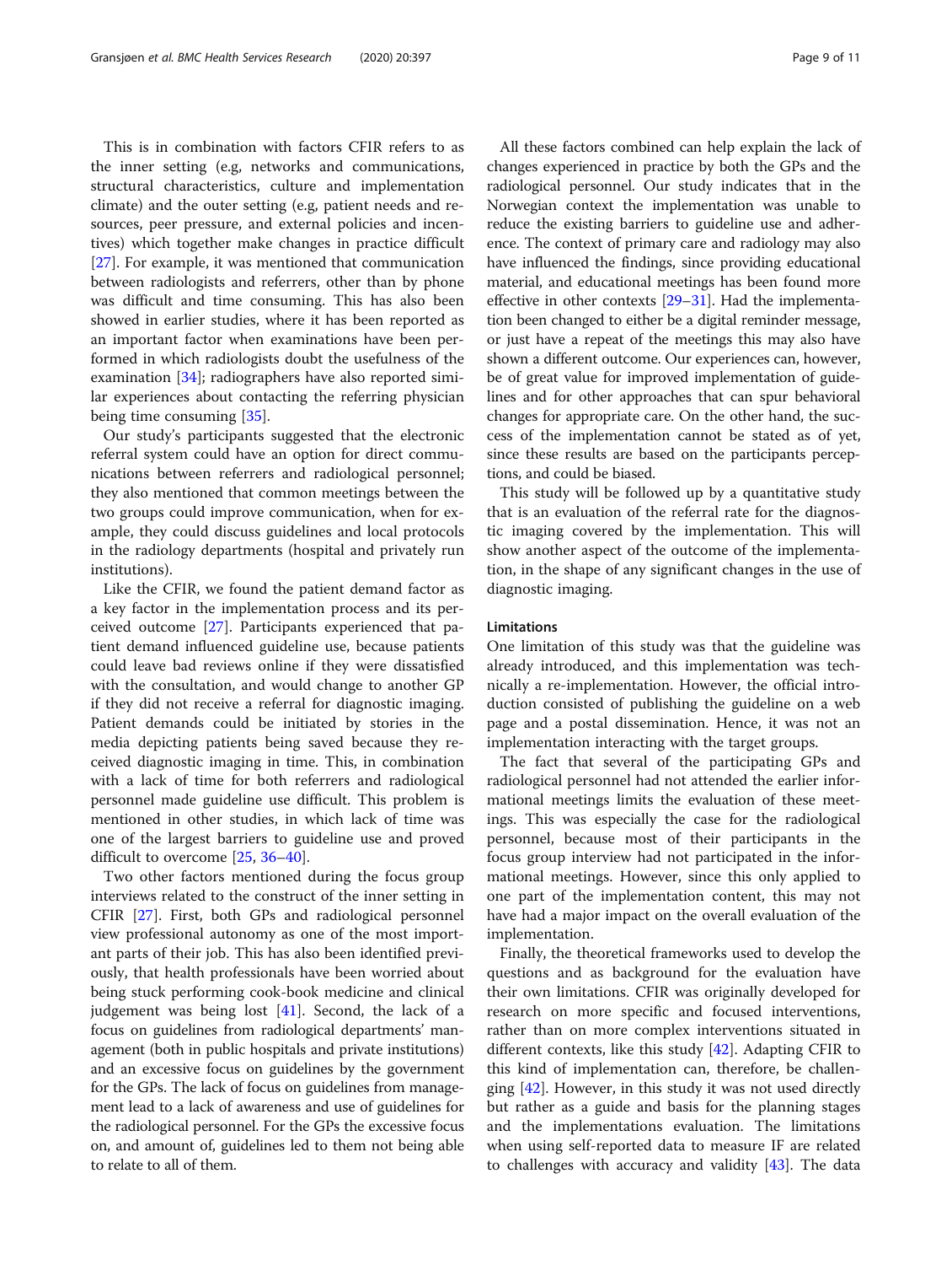This is in combination with factors CFIR refers to as the inner setting (e.g, networks and communications, structural characteristics, culture and implementation climate) and the outer setting (e.g, patient needs and resources, peer pressure, and external policies and incentives) which together make changes in practice difficult [27]. For example, it was mentioned that communication between radiologists and referrers, other than by phone was difficult and time consuming. This has also been showed in earlier studies, where it has been reported as an important factor when examinations have been performed in which radiologists doubt the usefulness of the examination [34]; radiographers have also reported similar experiences about contacting the referring physician being time consuming [35].

Our study's participants suggested that the electronic referral system could have an option for direct communications between referrers and radiological personnel; they also mentioned that common meetings between the two groups could improve communication, when for example, they could discuss guidelines and local protocols in the radiology departments (hospital and privately run institutions).

Like the CFIR, we found the patient demand factor as a key factor in the implementation process and its perceived outcome [27]. Participants experienced that patient demand influenced guideline use, because patients could leave bad reviews online if they were dissatisfied with the consultation, and would change to another GP if they did not receive a referral for diagnostic imaging. Patient demands could be initiated by stories in the media depicting patients being saved because they received diagnostic imaging in time. This, in combination with a lack of time for both referrers and radiological personnel made guideline use difficult. This problem is mentioned in other studies, in which lack of time was one of the largest barriers to guideline use and proved difficult to overcome [25, 36–40].

Two other factors mentioned during the focus group interviews related to the construct of the inner setting in CFIR [27]. First, both GPs and radiological personnel view professional autonomy as one of the most important parts of their job. This has also been identified previously, that health professionals have been worried about being stuck performing cook-book medicine and clinical judgement was being lost [41]. Second, the lack of a focus on guidelines from radiological departments' management (both in public hospitals and private institutions) and an excessive focus on guidelines by the government for the GPs. The lack of focus on guidelines from management lead to a lack of awareness and use of guidelines for the radiological personnel. For the GPs the excessive focus on, and amount of, guidelines led to them not being able to relate to all of them.

All these factors combined can help explain the lack of changes experienced in practice by both the GPs and the radiological personnel. Our study indicates that in the Norwegian context the implementation was unable to reduce the existing barriers to guideline use and adherence. The context of primary care and radiology may also have influenced the findings, since providing educational material, and educational meetings has been found more effective in other contexts [29–31]. Had the implementation been changed to either be a digital reminder message, or just have a repeat of the meetings this may also have shown a different outcome. Our experiences can, however, be of great value for improved implementation of guidelines and for other approaches that can spur behavioral changes for appropriate care. On the other hand, the success of the implementation cannot be stated as of yet, since these results are based on the participants perceptions, and could be biased.

This study will be followed up by a quantitative study that is an evaluation of the referral rate for the diagnostic imaging covered by the implementation. This will show another aspect of the outcome of the implementation, in the shape of any significant changes in the use of diagnostic imaging.

### Limitations

One limitation of this study was that the guideline was already introduced, and this implementation was technically a re-implementation. However, the official introduction consisted of publishing the guideline on a web page and a postal dissemination. Hence, it was not an implementation interacting with the target groups.

The fact that several of the participating GPs and radiological personnel had not attended the earlier informational meetings limits the evaluation of these meetings. This was especially the case for the radiological personnel, because most of their participants in the focus group interview had not participated in the informational meetings. However, since this only applied to one part of the implementation content, this may not have had a major impact on the overall evaluation of the implementation.

Finally, the theoretical frameworks used to develop the questions and as background for the evaluation have their own limitations. CFIR was originally developed for research on more specific and focused interventions, rather than on more complex interventions situated in different contexts, like this study [42]. Adapting CFIR to this kind of implementation can, therefore, be challenging [42]. However, in this study it was not used directly but rather as a guide and basis for the planning stages and the implementations evaluation. The limitations when using self-reported data to measure IF are related to challenges with accuracy and validity [43]. The data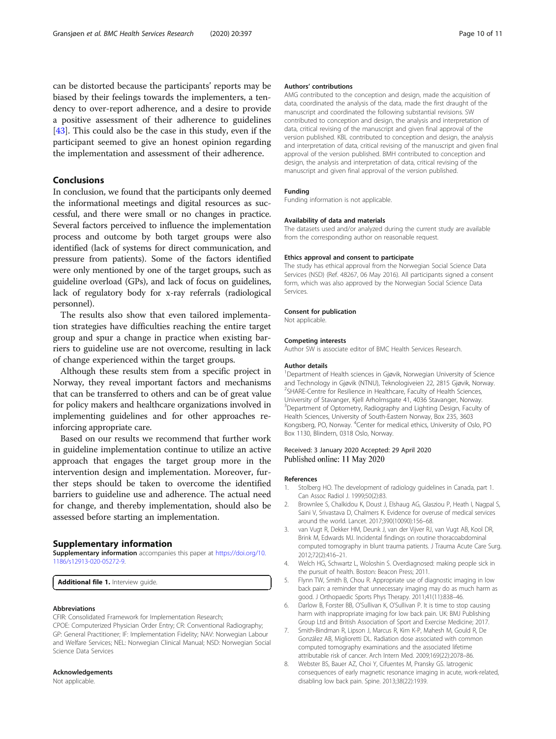can be distorted because the participants' reports may be biased by their feelings towards the implementers, a tendency to over-report adherence, and a desire to provide a positive assessment of their adherence to guidelines [43]. This could also be the case in this study, even if the participant seemed to give an honest opinion regarding the implementation and assessment of their adherence.

## Conclusions

In conclusion, we found that the participants only deemed the informational meetings and digital resources as successful, and there were small or no changes in practice. Several factors perceived to influence the implementation process and outcome by both target groups were also identified (lack of systems for direct communication, and pressure from patients). Some of the factors identified were only mentioned by one of the target groups, such as guideline overload (GPs), and lack of focus on guidelines, lack of regulatory body for x-ray referrals (radiological personnel).

The results also show that even tailored implementation strategies have difficulties reaching the entire target group and spur a change in practice when existing barriers to guideline use are not overcome, resulting in lack of change experienced within the target groups.

Although these results stem from a specific project in Norway, they reveal important factors and mechanisms that can be transferred to others and can be of great value for policy makers and healthcare organizations involved in implementing guidelines and for other approaches reinforcing appropriate care.

Based on our results we recommend that further work in guideline implementation continue to utilize an active approach that engages the target group more in the intervention design and implementation. Moreover, further steps should be taken to overcome the identified barriers to guideline use and adherence. The actual need for change, and thereby implementation, should also be assessed before starting an implementation.

## Supplementary information

**Supplementary information** accompanies this paper at https://doi.org/10.1186/s12913-020-05272-9.

**Additional file 1.** Interview guide.

#### Abbreviations

CFIR: Consolidated Framework for Implementation Research; CPOE: Computerized Physician Order Entry; CR: Conventional Radiography; GP: General Practitioner; IF: Implementation Fidelity; NAV: Norwegian Labour and Welfare Services; NEL: Norwegian Clinical Manual; NSD: Norwegian Social Science Data Services

#### Acknowledgements

Not applicable.

#### Authors' contributions

AMG contributed to the conception and design, made the acquisition of data, coordinated the analysis of the data, made the first draught of the manuscript and coordinated the following substantial revisions. SW contributed to conception and design, the analysis and interpretation of data, critical revising of the manuscript and given final approval of the version published. KBL contributed to conception and design, the analysis and interpretation of data, critical revising of the manuscript and given final approval of the version published. BMH contributed to conception and design, the analysis and interpretation of data, critical revising of the manuscript and given final approval of the version published.

#### Funding

Funding information is not applicable.

#### Availability of data and materials

The datasets used and/or analyzed during the current study are available from the corresponding author on reasonable request.

#### Ethics approval and consent to participate

The study has ethical approval from the Norwegian Social Science Data Services (NSD) (Ref. 48267, 06 May 2016). All participants signed a consent form, which was also approved by the Norwegian Social Science Data Services.

#### Consent for publication

Not applicable.

#### Competing interests

Author SW is associate editor of BMC Health Services Research.

#### Author details

[1]Department of Health sciences in Gjøvik, Norwegian University of Science and Technology in Gjøvik (NTNU), Teknologiveien 22, 2815 Gjøvik, Norway. [2]SHARE-Centre for Resilience in Healthcare, Faculty of Health Sciences, University of Stavanger, Kjell Arholmsgate 41, 4036 Stavanger, Norway. [3]Department of Optometry, Radiography and Lighting Design, Faculty of Health Sciences, University of South-Eastern Norway, Box 235, 3603 Kongsberg, PO, Norway. [4]Center for medical ethics, University of Oslo, PO Box 1130, Blindern, 0318 Oslo, Norway.

Received: 3 January 2020 Accepted: 29 April 2020
Published online: 11 May 2020

#### References

1. Stolberg HO. The development of radiology guidelines in Canada, part 1. Can Assoc Radiol J. 1999;50(2):83.
2. Brownlee S, Chalkidou K, Doust J, Elshaug AG, Glasziou P, Heath I, Nagpal S, Saini V, Srivastava D, Chalmers K. Evidence for overuse of medical services around the world. Lancet. 2017;390(10090):156–68.
3. van Vugt R, Dekker HM, Deunk J, van der Vijver RJ, van Vugt AB, Kool DR, Brink M, Edwards MJ. Incidental findings on routine thoracoabdominal computed tomography in blunt trauma patients. J Trauma Acute Care Surg. 2012;72(2):416–21.
4. Welch HG, Schwartz L, Woloshin S. Overdiagnosed: making people sick in the pursuit of health. Boston: Beacon Press; 2011.
5. Flynn TW, Smith B, Chou R. Appropriate use of diagnostic imaging in low back pain: a reminder that unnecessary imaging may do as much harm as good. J Orthopaedic Sports Phys Therapy. 2011;41(11):838–46.
6. Darlow B, Forster BB, O'Sullivan K, O'Sullivan P. It is time to stop causing harm with inappropriate imaging for low back pain. UK: BMJ Publishing Group Ltd and British Association of Sport and Exercise Medicine; 2017.
7. Smith-Bindman R, Lipson J, Marcus R, Kim K-P, Mahesh M, Gould R, De González AB, Miglioretti DL. Radiation dose associated with common computed tomography examinations and the associated lifetime attributable risk of cancer. Arch Intern Med. 2009;169(22):2078–86.
8. Webster BS, Bauer AZ, Choi Y, Cifuentes M, Pransky GS. Iatrogenic consequences of early magnetic resonance imaging in acute, work-related, disabling low back pain. Spine. 2013;38(22):1939.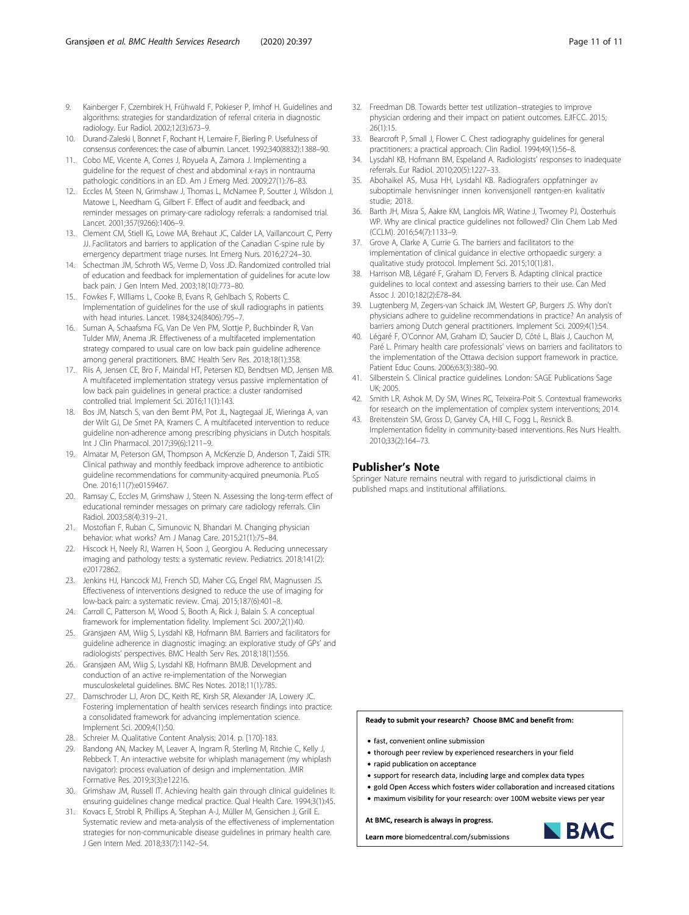9. Kainberger F, Czembirek H, Frühwald F, Pokieser P, Imhof H. Guidelines and algorithms: strategies for standardization of referral criteria in diagnostic radiology. Eur Radiol. 2002;12(3):673–9.
10. Durand-Zaleski I, Bonnet F, Rochant H, Lemaire F, Bierling P. Usefulness of consensus conferences: the case of albumin. Lancet. 1992;340(8832):1388–90.
11. Cobo ME, Vicente A, Corres J, Royuela A, Zamora J. Implementing a guideline for the request of chest and abdominal x-rays in nontrauma pathologic conditions in an ED. Am J Emerg Med. 2009;27(1):76–83.
12. Eccles M, Steen N, Grimshaw J, Thomas L, McNamee P, Soutter J, Wilsdon J, Matowe L, Needham G, Gilbert F. Effect of audit and feedback, and reminder messages on primary-care radiology referrals: a randomised trial. Lancet. 2001;357(9266):1406–9.
13. Clement CM, Stiell IG, Lowe MA, Brehaut JC, Calder LA, Vaillancourt C, Perry JJ. Facilitators and barriers to application of the Canadian C-spine rule by emergency department triage nurses. Int Emerg Nurs. 2016;27:24–30.
14. Schectman JM, Schroth WS, Verme D, Voss JD. Randomized controlled trial of education and feedback for implementation of guidelines for acute low back pain. J Gen Intern Med. 2003;18(10):773–80.
15. Fowkes F, Williams L, Cooke B, Evans R, Gehlbach S, Roberts C. Implementation of guidelines for the use of skull radiographs in patients with head inturies. Lancet. 1984;324(8406):795–7.
16. Suman A, Schaafsma FG, Van De Ven PM, Slottje P, Buchbinder R, Van Tulder MW, Anema JR. Effectiveness of a multifaceted implementation strategy compared to usual care on low back pain guideline adherence among general practitioners. BMC Health Serv Res. 2018;18(1):358.
17. Riis A, Jensen CE, Bro F, Maindal HT, Petersen KD, Bendtsen MD, Jensen MB. A multifaceted implementation strategy versus passive implementation of low back pain guidelines in general practice: a cluster randomised controlled trial. Implement Sci. 2016;11(1):143.
18. Bos JM, Natsch S, van den Bemt PM, Pot JL, Nagtegaal JE, Wieringa A, van der Wilt GJ, De Smet PA, Kramers C. A multifaceted intervention to reduce guideline non-adherence among prescribing physicians in Dutch hospitals. Int J Clin Pharmacol. 2017;39(6):1211–9.
19. Almatar M, Peterson GM, Thompson A, McKenzie D, Anderson T, Zaidi STR. Clinical pathway and monthly feedback improve adherence to antibiotic guideline recommendations for community-acquired pneumonia. PLoS One. 2016;11(7):e0159467.
20. Ramsay C, Eccles M, Grimshaw J, Steen N. Assessing the long-term effect of educational reminder messages on primary care radiology referrals. Clin Radiol. 2003;58(4):319–21.
21. Mostofian F, Ruban C, Simunovic N, Bhandari M. Changing physician behavior: what works? Am J Manag Care. 2015;21(1):75–84.
22. Hiscock H, Neely RJ, Warren H, Soon J, Georgiou A. Reducing unnecessary imaging and pathology tests: a systematic review. Pediatrics. 2018;141(2): e20172862.
23. Jenkins HJ, Hancock MJ, French SD, Maher CG, Engel RM, Magnussen JS. Effectiveness of interventions designed to reduce the use of imaging for low-back pain: a systematic review. Cmaj. 2015;187(6):401–8.
24. Carroll C, Patterson M, Wood S, Booth A, Rick J, Balain S. A conceptual framework for implementation fidelity. Implement Sci. 2007;2(1):40.
25. Gransjøen AM, Wiig S, Lysdahl KB, Hofmann BM. Barriers and facilitators for guideline adherence in diagnostic imaging: an explorative study of GPs' and radiologists' perspectives. BMC Health Serv Res. 2018;18(1):556.
26. Gransjøen AM, Wiig S, Lysdahl KB, Hofmann BMJB. Development and conduction of an active re-implementation of the Norwegian musculoskeletal guidelines. BMC Res Notes. 2018;11(1):785.
27. Damschroder LJ, Aron DC, Keith RE, Kirsh SR, Alexander JA, Lowery JC. Fostering implementation of health services research findings into practice: a consolidated framework for advancing implementation science. Implement Sci. 2009;4(1):50.
28. Schreier M. Qualitative Content Analysis; 2014. p. [170]-183.
29. Bandong AN, Mackey M, Leaver A, Ingram R, Sterling M, Ritchie C, Kelly J, Rebbeck T. An interactive website for whiplash management (my whiplash navigator): process evaluation of design and implementation. JMIR Formative Res. 2019;3(3):e12216.
30. Grimshaw JM, Russell IT. Achieving health gain through clinical guidelines II: ensuring guidelines change medical practice. Qual Health Care. 1994;3(1):45.
31. Kovacs E, Strobl R, Phillips A, Stephan A-J, Müller M, Gensichen J, Grill E. Systematic review and meta-analysis of the effectiveness of implementation strategies for non-communicable disease guidelines in primary health care. J Gen Intern Med. 2018;33(7):1142–54.
32. Freedman DB. Towards better test utilization–strategies to improve physician ordering and their impact on patient outcomes. EJIFCC. 2015; 26(1):15.
33. Bearcroft P, Small J, Flower C. Chest radiography guidelines for general practitioners: a practical approach. Clin Radiol. 1994;49(1):56–8.
34. Lysdahl KB, Hofmann BM, Espeland A. Radiologists' responses to inadequate referrals. Eur Radiol. 2010;20(5):1227–33.
35. Abohaikel AS, Musa HH, Lysdahl KB. Radiografers oppfatninger av suboptimale henvisninger innen konvensjonell røntgen-en kvalitativ studie; 2018.
36. Barth JH, Misra S, Aakre KM, Langlois MR, Watine J, Twomey PJ, Oosterhuis WP. Why are clinical practice guidelines not followed? Clin Chem Lab Med (CCLM). 2016;54(7):1133–9.
37. Grove A, Clarke A, Currie G. The barriers and facilitators to the implementation of clinical guidance in elective orthopaedic surgery: a qualitative study protocol. Implement Sci. 2015;10(1):81.
38. Harrison MB, Légaré F, Graham ID, Fervers B. Adapting clinical practice guidelines to local context and assessing barriers to their use. Can Med Assoc J. 2010;182(2):E78–84.
39. Lugtenberg M, Zegers-van Schaick JM, Westert GP, Burgers JS. Why don't physicians adhere to guideline recommendations in practice? An analysis of barriers among Dutch general practitioners. Implement Sci. 2009;4(1):54.
40. Légaré F, O'Connor AM, Graham ID, Saucier D, Côté L, Blais J, Cauchon M, Paré L. Primary health care professionals' views on barriers and facilitators to the implementation of the Ottawa decision support framework in practice. Patient Educ Couns. 2006;63(3):380–90.
41. Silberstein S. Clinical practice guidelines. London: SAGE Publications Sage UK; 2005.
42. Smith LR, Ashok M, Dy SM, Wines RC, Teixeira-Poit S. Contextual frameworks for research on the implementation of complex system interventions; 2014.
43. Breitenstein SM, Gross D, Garvey CA, Hill C, Fogg L, Resnick B. Implementation fidelity in community-based interventions. Res Nurs Health. 2010;33(2):164–73.

## Publisher's Note

Springer Nature remains neutral with regard to jurisdictional claims in published maps and institutional affiliations.

**Ready to submit your research? Choose BMC and benefit from:**

- fast, convenient online submission
- thorough peer review by experienced researchers in your field
- rapid publication on acceptance
- support for research data, including large and complex data types
- gold Open Access which fosters wider collaboration and increased citations
- maximum visibility for your research: over 100M website views per year

**At BMC, research is always in progress.**

**Learn more** biomedcentral.com/submissions

BMC